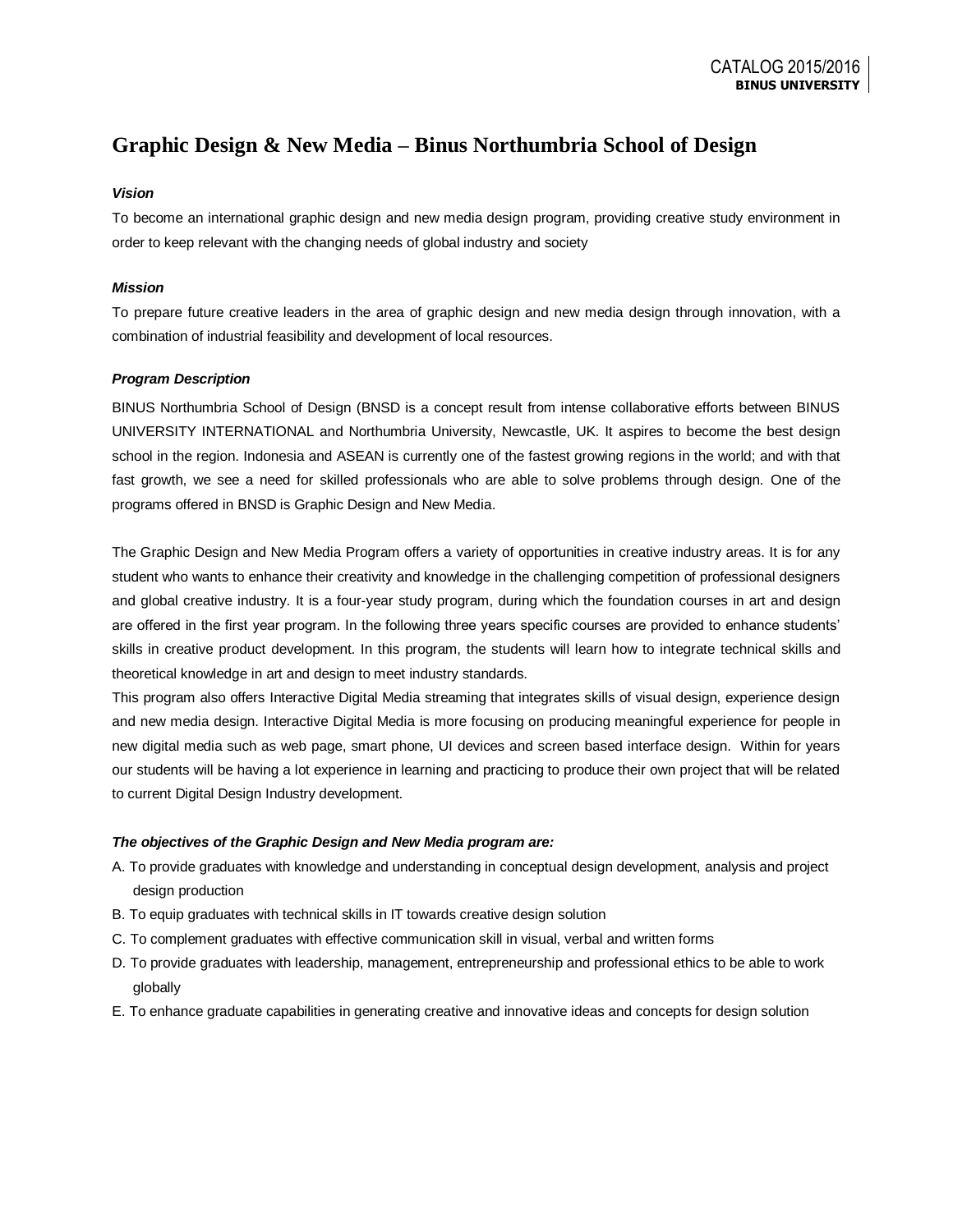# Graphic Design & New Media – Binus Northumbria School of Design

***Vision***

To become an international graphic design and new media design program, providing creative study environment in order to keep relevant with the changing needs of global industry and society

***Mission***

To prepare future creative leaders in the area of graphic design and new media design through innovation, with a combination of industrial feasibility and development of local resources.

***Program Description***

BINUS Northumbria School of Design (BNSD is a concept result from intense collaborative efforts between BINUS UNIVERSITY INTERNATIONAL and Northumbria University, Newcastle, UK. It aspires to become the best design school in the region. Indonesia and ASEAN is currently one of the fastest growing regions in the world; and with that fast growth, we see a need for skilled professionals who are able to solve problems through design. One of the programs offered in BNSD is Graphic Design and New Media.

The Graphic Design and New Media Program offers a variety of opportunities in creative industry areas. It is for any student who wants to enhance their creativity and knowledge in the challenging competition of professional designers and global creative industry. It is a four-year study program, during which the foundation courses in art and design are offered in the first year program. In the following three years specific courses are provided to enhance students' skills in creative product development. In this program, the students will learn how to integrate technical skills and theoretical knowledge in art and design to meet industry standards.

This program also offers Interactive Digital Media streaming that integrates skills of visual design, experience design and new media design. Interactive Digital Media is more focusing on producing meaningful experience for people in new digital media such as web page, smart phone, UI devices and screen based interface design. Within for years our students will be having a lot experience in learning and practicing to produce their own project that will be related to current Digital Design Industry development.

***The objectives of the Graphic Design and New Media program are:***

A. To provide graduates with knowledge and understanding in conceptual design development, analysis and project design production
B. To equip graduates with technical skills in IT towards creative design solution
C. To complement graduates with effective communication skill in visual, verbal and written forms
D. To provide graduates with leadership, management, entrepreneurship and professional ethics to be able to work globally
E. To enhance graduate capabilities in generating creative and innovative ideas and concepts for design solution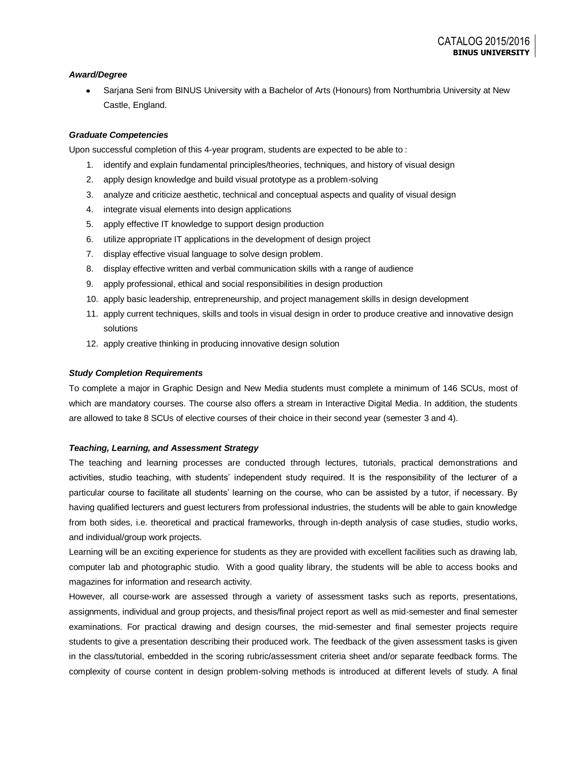***Award/Degree***

- Sarjana Seni from BINUS University with a Bachelor of Arts (Honours) from Northumbria University at New Castle, England.

***Graduate Competencies***

Upon successful completion of this 4-year program, students are expected to be able to :

1. identify and explain fundamental principles/theories, techniques, and history of visual design
2. apply design knowledge and build visual prototype as a problem-solving
3. analyze and criticize aesthetic, technical and conceptual aspects and quality of visual design
4. integrate visual elements into design applications
5. apply effective IT knowledge to support design production
6. utilize appropriate IT applications in the development of design project
7. display effective visual language to solve design problem.
8. display effective written and verbal communication skills with a range of audience
9. apply professional, ethical and social responsibilities in design production
10. apply basic leadership, entrepreneurship, and project management skills in design development
11. apply current techniques, skills and tools in visual design in order to produce creative and innovative design solutions
12. apply creative thinking in producing innovative design solution

***Study Completion Requirements***

To complete a major in Graphic Design and New Media students must complete a minimum of 146 SCUs, most of which are mandatory courses. The course also offers a stream in Interactive Digital Media. In addition, the students are allowed to take 8 SCUs of elective courses of their choice in their second year (semester 3 and 4).

***Teaching, Learning, and Assessment Strategy***

The teaching and learning processes are conducted through lectures, tutorials, practical demonstrations and activities, studio teaching, with students' independent study required. It is the responsibility of the lecturer of a particular course to facilitate all students' learning on the course, who can be assisted by a tutor, if necessary. By having qualified lecturers and guest lecturers from professional industries, the students will be able to gain knowledge from both sides, i.e. theoretical and practical frameworks, through in-depth analysis of case studies, studio works, and individual/group work projects.

Learning will be an exciting experience for students as they are provided with excellent facilities such as drawing lab, computer lab and photographic studio. With a good quality library, the students will be able to access books and magazines for information and research activity.

However, all course-work are assessed through a variety of assessment tasks such as reports, presentations, assignments, individual and group projects, and thesis/final project report as well as mid-semester and final semester examinations. For practical drawing and design courses, the mid-semester and final semester projects require students to give a presentation describing their produced work. The feedback of the given assessment tasks is given in the class/tutorial, embedded in the scoring rubric/assessment criteria sheet and/or separate feedback forms. The complexity of course content in design problem-solving methods is introduced at different levels of study. A final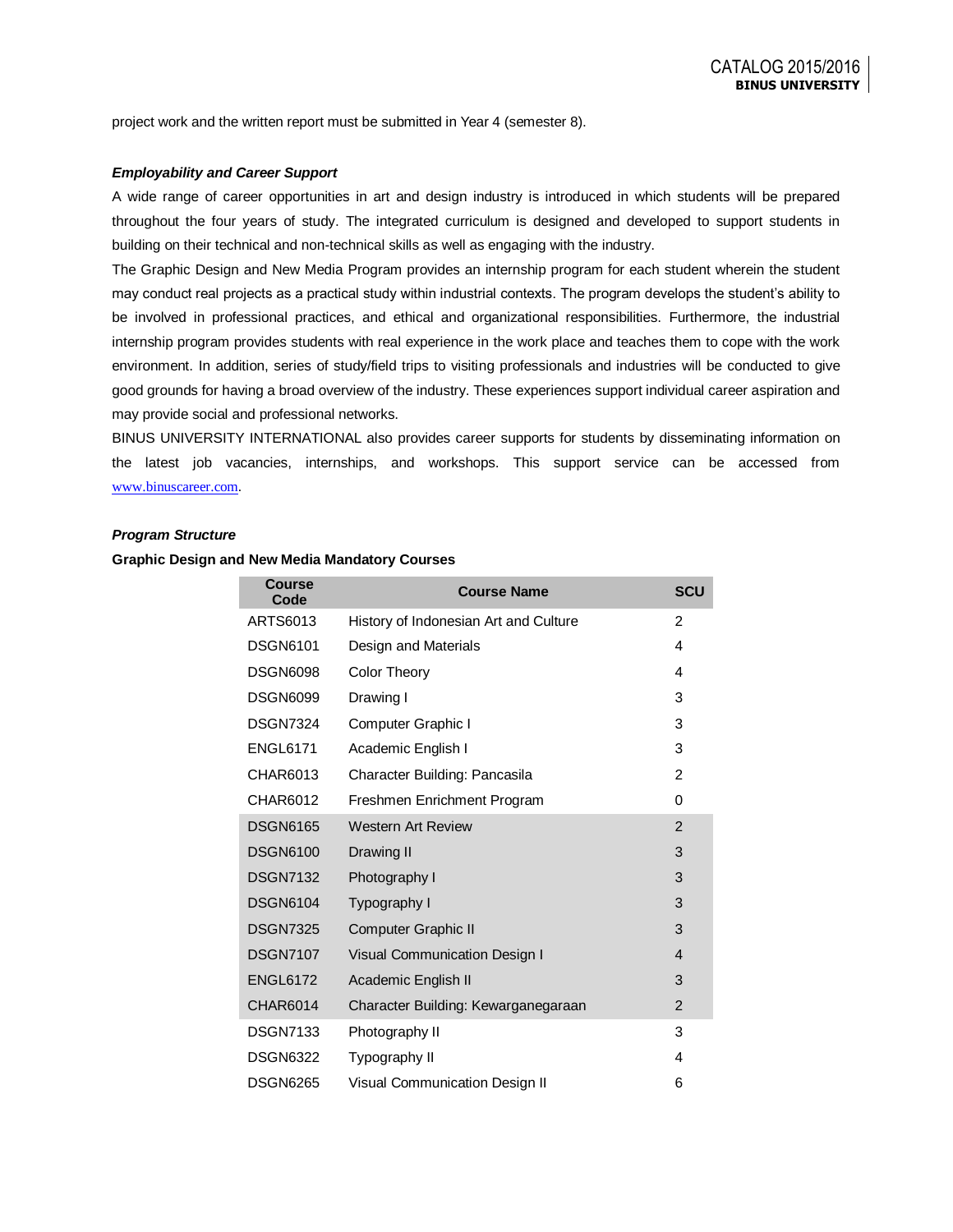project work and the written report must be submitted in Year 4 (semester 8).

***Employability and Career Support***

A wide range of career opportunities in art and design industry is introduced in which students will be prepared throughout the four years of study. The integrated curriculum is designed and developed to support students in building on their technical and non-technical skills as well as engaging with the industry.

The Graphic Design and New Media Program provides an internship program for each student wherein the student may conduct real projects as a practical study within industrial contexts. The program develops the student's ability to be involved in professional practices, and ethical and organizational responsibilities. Furthermore, the industrial internship program provides students with real experience in the work place and teaches them to cope with the work environment. In addition, series of study/field trips to visiting professionals and industries will be conducted to give good grounds for having a broad overview of the industry. These experiences support individual career aspiration and may provide social and professional networks.

BINUS UNIVERSITY INTERNATIONAL also provides career supports for students by disseminating information on the latest job vacancies, internships, and workshops. This support service can be accessed from www.binuscareer.com.

***Program Structure***

**Graphic Design and New Media Mandatory Courses**

| Course Code | Course Name | SCU |
|---|---|---|
| ARTS6013 | History of Indonesian Art and Culture | 2 |
| DSGN6101 | Design and Materials | 4 |
| DSGN6098 | Color Theory | 4 |
| DSGN6099 | Drawing I | 3 |
| DSGN7324 | Computer Graphic I | 3 |
| ENGL6171 | Academic English I | 3 |
| CHAR6013 | Character Building: Pancasila | 2 |
| CHAR6012 | Freshmen Enrichment Program | 0 |
| DSGN6165 | Western Art Review | 2 |
| DSGN6100 | Drawing II | 3 |
| DSGN7132 | Photography I | 3 |
| DSGN6104 | Typography I | 3 |
| DSGN7325 | Computer Graphic II | 3 |
| DSGN7107 | Visual Communication Design I | 4 |
| ENGL6172 | Academic English II | 3 |
| CHAR6014 | Character Building: Kewarganegaraan | 2 |
| DSGN7133 | Photography II | 3 |
| DSGN6322 | Typography II | 4 |
| DSGN6265 | Visual Communication Design II | 6 |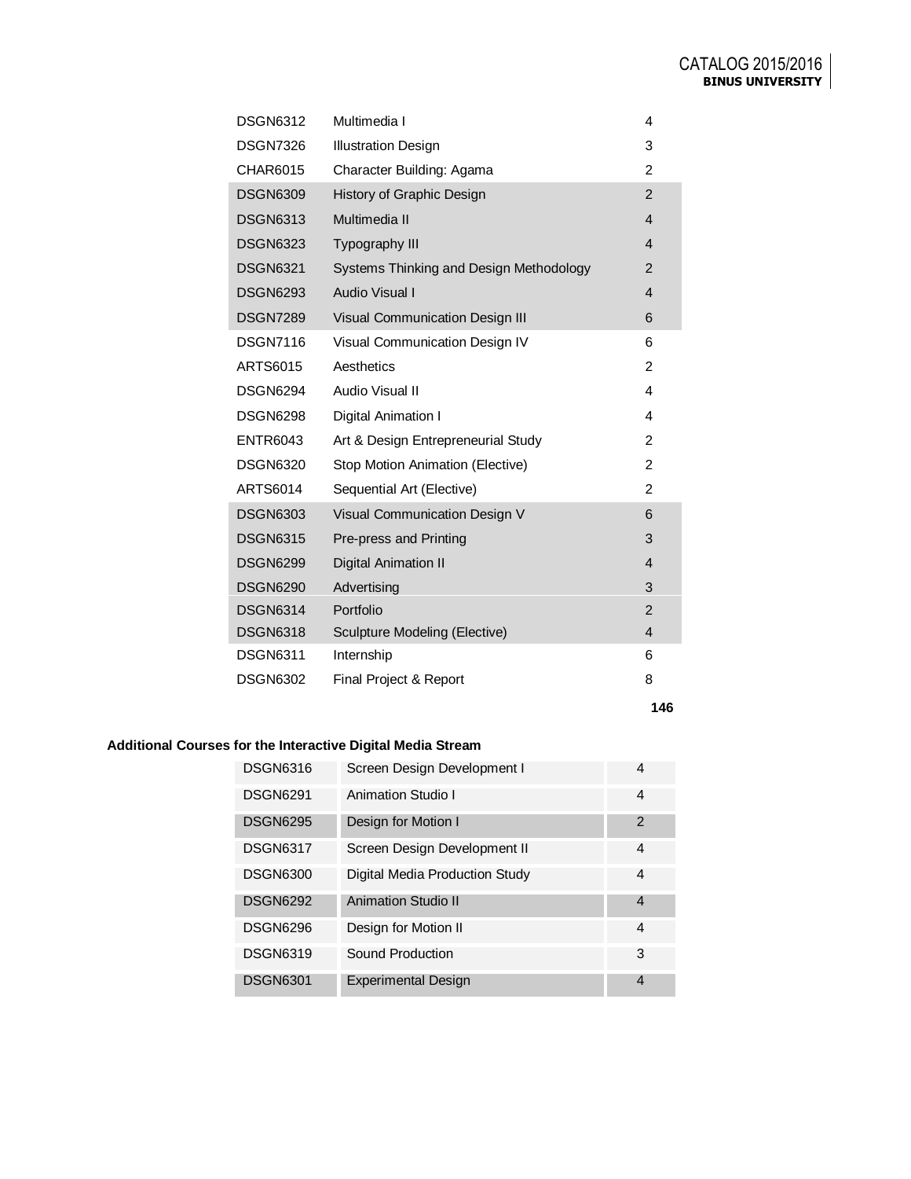| | | |
|---|---|---|
| DSGN6312 | Multimedia I | 4 |
| DSGN7326 | Illustration Design | 3 |
| CHAR6015 | Character Building: Agama | 2 |
| DSGN6309 | History of Graphic Design | 2 |
| DSGN6313 | Multimedia II | 4 |
| DSGN6323 | Typography III | 4 |
| DSGN6321 | Systems Thinking and Design Methodology | 2 |
| DSGN6293 | Audio Visual I | 4 |
| DSGN7289 | Visual Communication Design III | 6 |
| DSGN7116 | Visual Communication Design IV | 6 |
| ARTS6015 | Aesthetics | 2 |
| DSGN6294 | Audio Visual II | 4 |
| DSGN6298 | Digital Animation I | 4 |
| ENTR6043 | Art & Design Entrepreneurial Study | 2 |
| DSGN6320 | Stop Motion Animation (Elective) | 2 |
| ARTS6014 | Sequential Art (Elective) | 2 |
| DSGN6303 | Visual Communication Design V | 6 |
| DSGN6315 | Pre-press and Printing | 3 |
| DSGN6299 | Digital Animation II | 4 |
| DSGN6290 | Advertising | 3 |
| DSGN6314 | Portfolio | 2 |
| DSGN6318 | Sculpture Modeling (Elective) | 4 |
| DSGN6311 | Internship | 6 |
| DSGN6302 | Final Project & Report | 8 |
| | | **146** |

**Additional Courses for the Interactive Digital Media Stream**

| | | |
|---|---|---|
| DSGN6316 | Screen Design Development I | 4 |
| DSGN6291 | Animation Studio I | 4 |
| DSGN6295 | Design for Motion I | 2 |
| DSGN6317 | Screen Design Development II | 4 |
| DSGN6300 | Digital Media Production Study | 4 |
| DSGN6292 | Animation Studio II | 4 |
| DSGN6296 | Design for Motion II | 4 |
| DSGN6319 | Sound Production | 3 |
| DSGN6301 | Experimental Design | 4 |